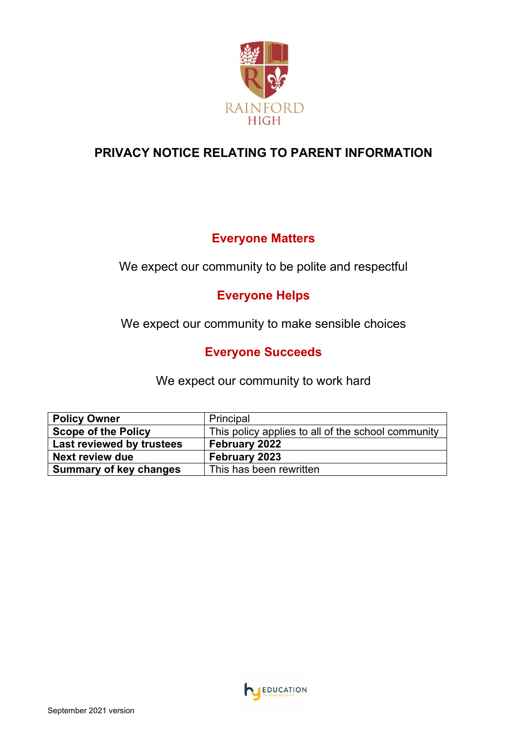RAINFORD HIGH

# PRIVACY NOTICE RELATING TO PARENT INFORMATION

## Everyone Matters

We expect our community to be polite and respectful

## Everyone Helps

We expect our community to make sensible choices

## Everyone Succeeds

We expect our community to work hard

| **Policy Owner** | Principal |
|---|---|
| **Scope of the Policy** | This policy applies to all of the school community |
| **Last reviewed by trustees** | **February 2022** |
| **Next review due** | **February 2023** |
| **Summary of key changes** | This has been rewritten |

September 2021 version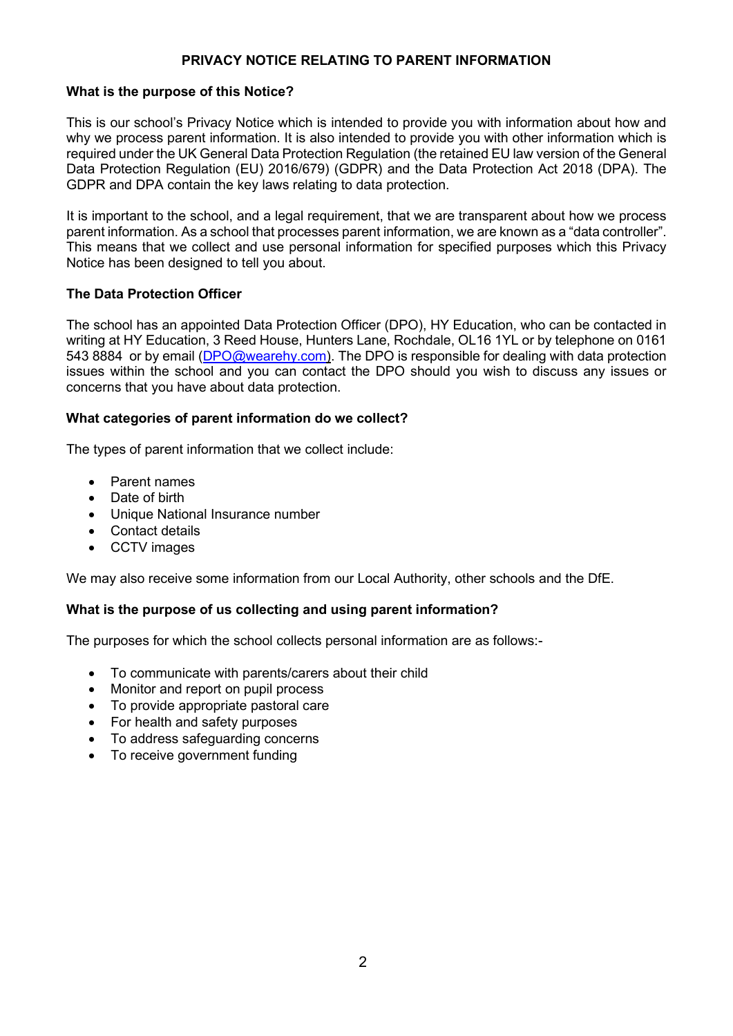# PRIVACY NOTICE RELATING TO PARENT INFORMATION

## What is the purpose of this Notice?

This is our school's Privacy Notice which is intended to provide you with information about how and why we process parent information. It is also intended to provide you with other information which is required under the UK General Data Protection Regulation (the retained EU law version of the General Data Protection Regulation (EU) 2016/679) (GDPR) and the Data Protection Act 2018 (DPA). The GDPR and DPA contain the key laws relating to data protection.

It is important to the school, and a legal requirement, that we are transparent about how we process parent information. As a school that processes parent information, we are known as a "data controller". This means that we collect and use personal information for specified purposes which this Privacy Notice has been designed to tell you about.

## The Data Protection Officer

The school has an appointed Data Protection Officer (DPO), HY Education, who can be contacted in writing at HY Education, 3 Reed House, Hunters Lane, Rochdale, OL16 1YL or by telephone on 0161 543 8884 or by email (DPO@wearehy.com). The DPO is responsible for dealing with data protection issues within the school and you can contact the DPO should you wish to discuss any issues or concerns that you have about data protection.

## What categories of parent information do we collect?

The types of parent information that we collect include:

- Parent names
- Date of birth
- Unique National Insurance number
- Contact details
- CCTV images

We may also receive some information from our Local Authority, other schools and the DfE.

## What is the purpose of us collecting and using parent information?

The purposes for which the school collects personal information are as follows:-

- To communicate with parents/carers about their child
- Monitor and report on pupil process
- To provide appropriate pastoral care
- For health and safety purposes
- To address safeguarding concerns
- To receive government funding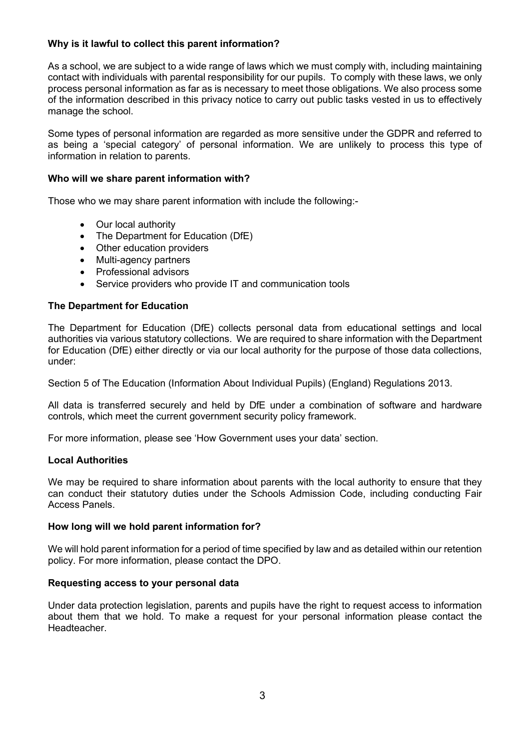**Why is it lawful to collect this parent information?**

As a school, we are subject to a wide range of laws which we must comply with, including maintaining contact with individuals with parental responsibility for our pupils. To comply with these laws, we only process personal information as far as is necessary to meet those obligations. We also process some of the information described in this privacy notice to carry out public tasks vested in us to effectively manage the school.

Some types of personal information are regarded as more sensitive under the GDPR and referred to as being a 'special category' of personal information. We are unlikely to process this type of information in relation to parents.

**Who will we share parent information with?**

Those who we may share parent information with include the following:-

- Our local authority
- The Department for Education (DfE)
- Other education providers
- Multi-agency partners
- Professional advisors
- Service providers who provide IT and communication tools

**The Department for Education**

The Department for Education (DfE) collects personal data from educational settings and local authorities via various statutory collections. We are required to share information with the Department for Education (DfE) either directly or via our local authority for the purpose of those data collections, under:

Section 5 of The Education (Information About Individual Pupils) (England) Regulations 2013.

All data is transferred securely and held by DfE under a combination of software and hardware controls, which meet the current government security policy framework.

For more information, please see 'How Government uses your data' section.

**Local Authorities**

We may be required to share information about parents with the local authority to ensure that they can conduct their statutory duties under the Schools Admission Code, including conducting Fair Access Panels.

**How long will we hold parent information for?**

We will hold parent information for a period of time specified by law and as detailed within our retention policy. For more information, please contact the DPO.

**Requesting access to your personal data**

Under data protection legislation, parents and pupils have the right to request access to information about them that we hold. To make a request for your personal information please contact the Headteacher.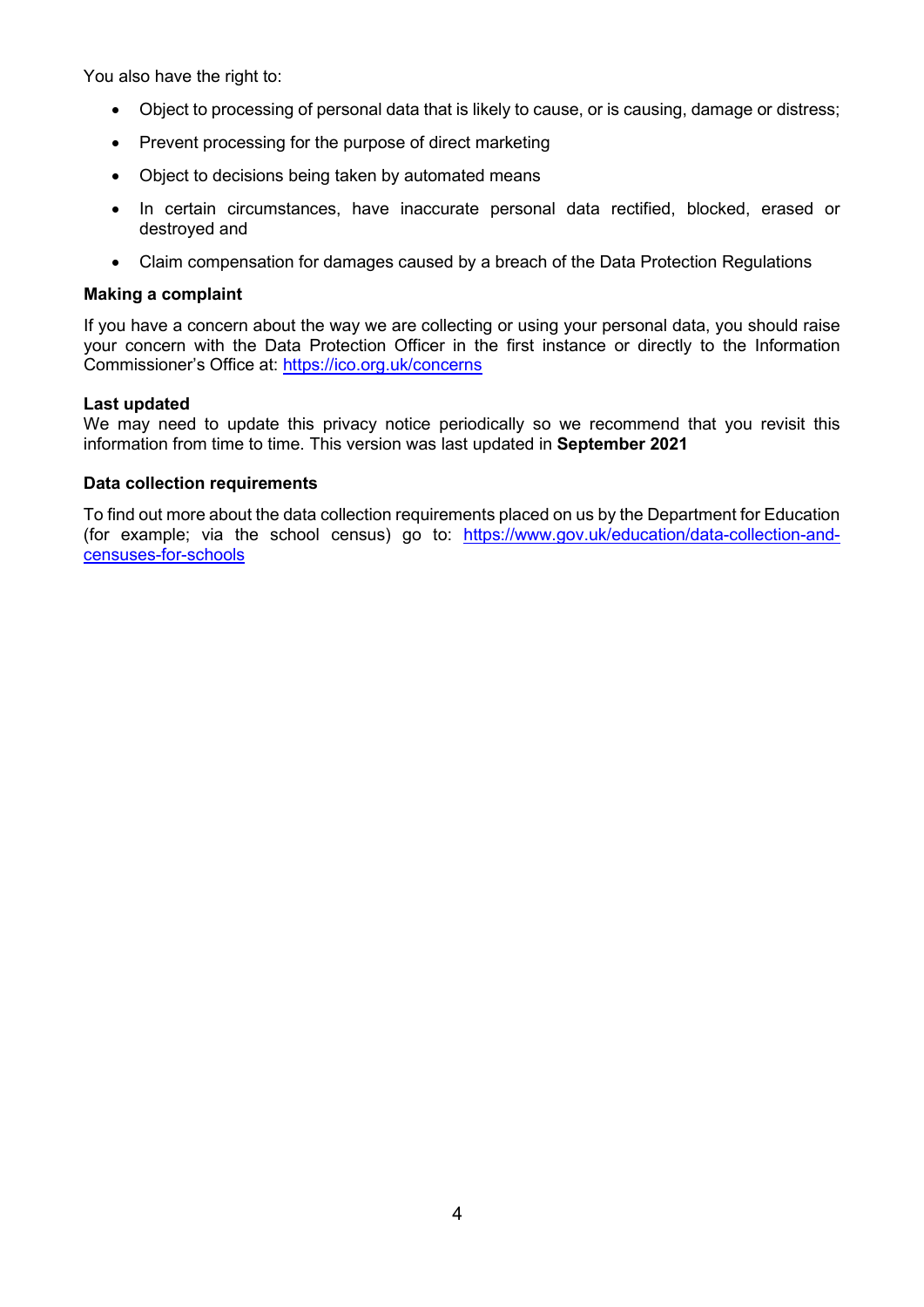You also have the right to:

- Object to processing of personal data that is likely to cause, or is causing, damage or distress;
- Prevent processing for the purpose of direct marketing
- Object to decisions being taken by automated means
- In certain circumstances, have inaccurate personal data rectified, blocked, erased or destroyed and
- Claim compensation for damages caused by a breach of the Data Protection Regulations

**Making a complaint**

If you have a concern about the way we are collecting or using your personal data, you should raise your concern with the Data Protection Officer in the first instance or directly to the Information Commissioner's Office at: https://ico.org.uk/concerns

**Last updated**

We may need to update this privacy notice periodically so we recommend that you revisit this information from time to time. This version was last updated in **September 2021**

**Data collection requirements**

To find out more about the data collection requirements placed on us by the Department for Education (for example; via the school census) go to: https://www.gov.uk/education/data-collection-and-censuses-for-schools